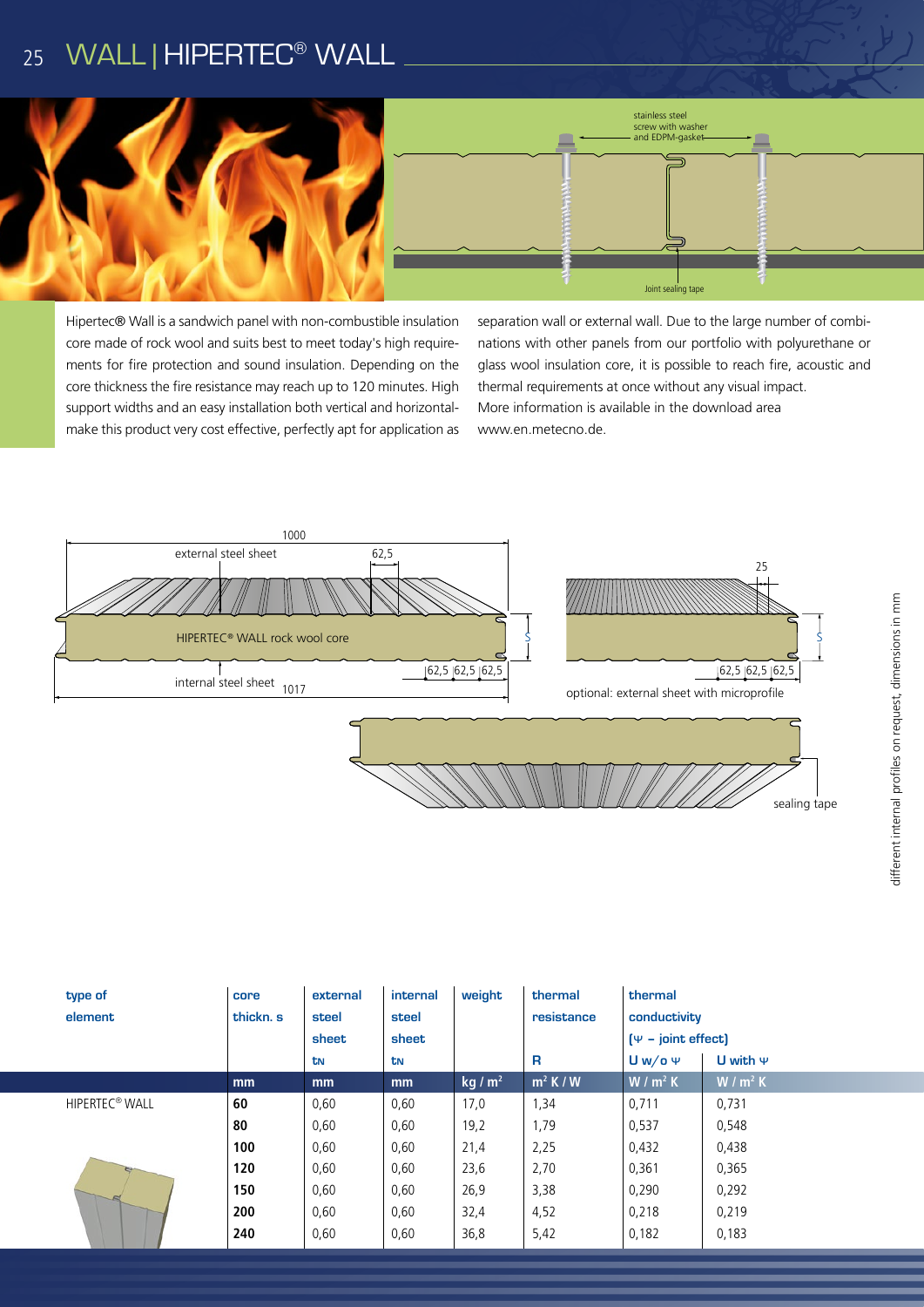# WALL | HIPERTEC® WALL

stainless steel screw with washer and EDPM-gasket

Joint sealing tape

Hipertec® Wall is a sandwich panel with non-combustible insulation core made of rock wool and suits best to meet today's high requirements for fire protection and sound insulation. Depending on the core thickness the fire resistance may reach up to 120 minutes. High support widths and an easy installation both vertical and horizontal make this product very cost effective, perfectly apt for application as separation wall or external wall. Due to the large number of combinations with other panels from our portfolio with polyurethane or glass wool insulation core, it is possible to reach fire, acoustic and thermal requirements at once without any visual impact.
More information is available in the download area www.en.metecno.de.

1000

external steel sheet

62,5

HIPERTEC® WALL rock wool core

S

62,5 | 62,5 | 62,5

internal steel sheet 1017

25

S

62,5 | 62,5 | 62,5

optional: external sheet with microprofile

sealing tape

different internal profiles on request, dimensions in mm

| type of element | core thickn. s | external steel sheet $t_N$ | internal steel sheet $t_N$ | weight | thermal resistance R | thermal conductivity (Ψ – joint effect) U w/o Ψ | U with Ψ |
|---|---|---|---|---|---|---|---|
| | mm | mm | mm | kg / m² | m² K / W | W / m² K | W / m² K |
| HIPERTEC® WALL | **60** | 0,60 | 0,60 | 17,0 | 1,34 | 0,711 | 0,731 |
| | **80** | 0,60 | 0,60 | 19,2 | 1,79 | 0,537 | 0,548 |
| | **100** | 0,60 | 0,60 | 21,4 | 2,25 | 0,432 | 0,438 |
| | **120** | 0,60 | 0,60 | 23,6 | 2,70 | 0,361 | 0,365 |
| | **150** | 0,60 | 0,60 | 26,9 | 3,38 | 0,290 | 0,292 |
| | **200** | 0,60 | 0,60 | 32,4 | 4,52 | 0,218 | 0,219 |
| | **240** | 0,60 | 0,60 | 36,8 | 5,42 | 0,182 | 0,183 |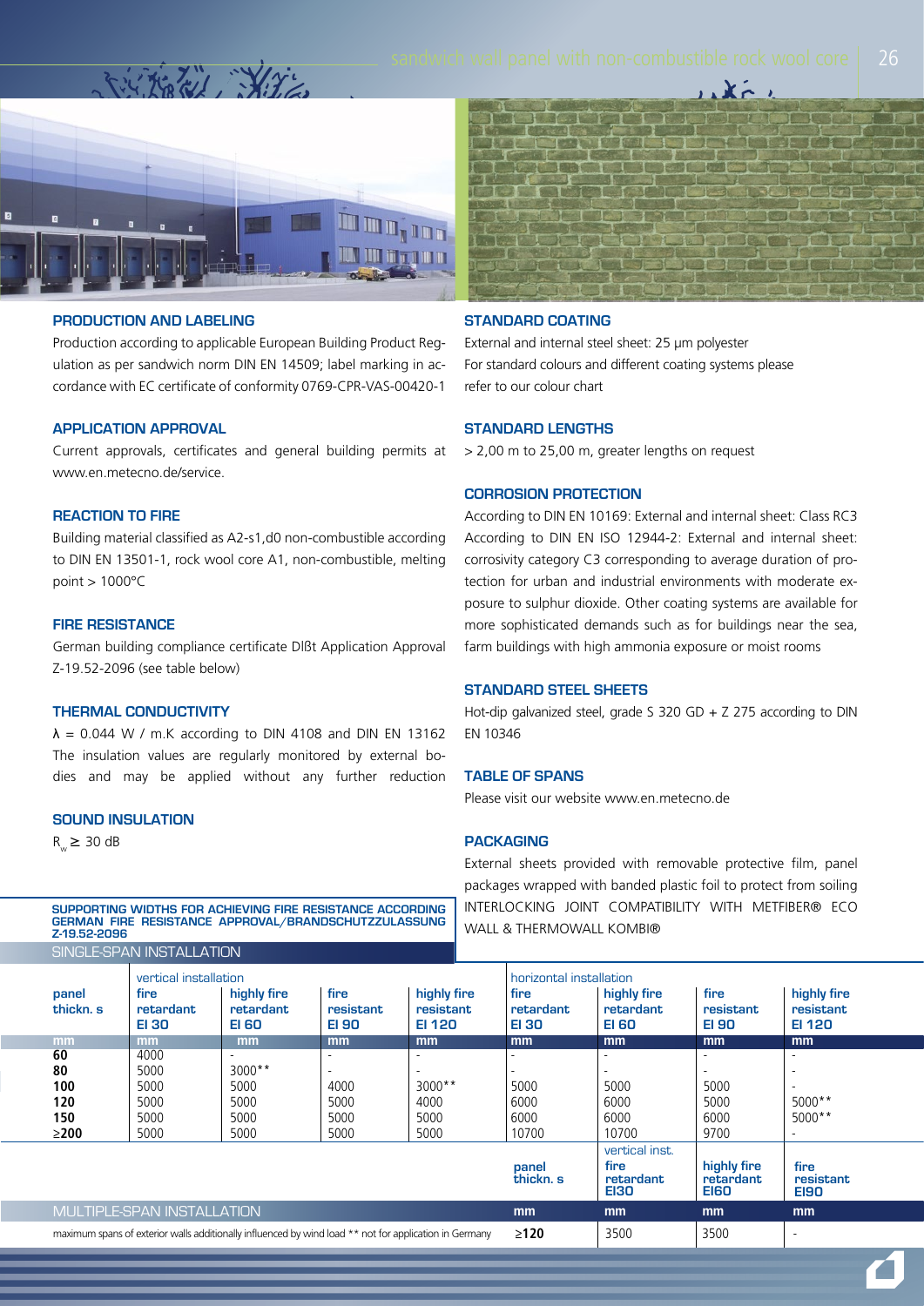## PRODUCTION AND LABELING

Production according to applicable European Building Product Regulation as per sandwich norm DIN EN 14509; label marking in accordance with EC certificate of conformity 0769-CPR-VAS-00420-1

## APPLICATION APPROVAL

Current approvals, certificates and general building permits at www.en.metecno.de/service.

## REACTION TO FIRE

Building material classified as A2-s1,d0 non-combustible according to DIN EN 13501-1, rock wool core A1, non-combustible, melting point > 1000°C

## FIRE RESISTANCE

German building compliance certificate DIßt Application Approval Z-19.52-2096 (see table below)

## THERMAL CONDUCTIVITY

λ = 0.044 W / m.K according to DIN 4108 and DIN EN 13162
The insulation values are regularly monitored by external bodies and may be applied without any further reduction

## SOUND INSULATION

$R_w$ ≥ 30 dB

## STANDARD COATING

External and internal steel sheet: 25 µm polyester
For standard colours and different coating systems please refer to our colour chart

## STANDARD LENGTHS

> 2,00 m to 25,00 m, greater lengths on request

## CORROSION PROTECTION

According to DIN EN 10169: External and internal sheet: Class RC3
According to DIN EN ISO 12944-2: External and internal sheet: corrosivity category C3 corresponding to average duration of protection for urban and industrial environments with moderate exposure to sulphur dioxide. Other coating systems are available for more sophisticated demands such as for buildings near the sea, farm buildings with high ammonia exposure or moist rooms

## STANDARD STEEL SHEETS

Hot-dip galvanized steel, grade S 320 GD + Z 275 according to DIN EN 10346

## TABLE OF SPANS

Please visit our website www.en.metecno.de

## PACKAGING

External sheets provided with removable protective film, panel packages wrapped with banded plastic foil to protect from soiling
INTERLOCKING JOINT COMPATIBILITY WITH METFIBER® ECO WALL & THERMOWALL KOMBI®

**SUPPORTING WIDTHS FOR ACHIEVING FIRE RESISTANCE ACCORDING GERMAN FIRE RESISTANCE APPROVAL/BRANDSCHUTZZULASSUNG Z-19.52-2096**

SINGLE-SPAN INSTALLATION

| panel thickn. s | vertical installation | | | | horizontal installation | | | |
|---|---|---|---|---|---|---|---|---|
| | fire retardant EI 30 | highly fire retardant EI 60 | fire resistant EI 90 | highly fire resistant EI 120 | fire retardant EI 30 | highly fire retardant EI 60 | fire resistant EI 90 | highly fire resistant EI 120 |
| mm | mm | mm | mm | mm | mm | mm | mm | mm |
| 60 | 4000 | - | - | - | - | - | - | - |
| 80 | 5000 | 3000** | - | - | - | - | - | - |
| 100 | 5000 | 5000 | 4000 | 3000** | 5000 | 5000 | 5000 | - |
| 120 | 5000 | 5000 | 5000 | 4000 | 6000 | 6000 | 5000 | 5000** |
| 150 | 5000 | 5000 | 5000 | 5000 | 6000 | 6000 | 6000 | 5000** |
| ≥200 | 5000 | 5000 | 5000 | 5000 | 10700 | 10700 | 9700 | - |

MULTIPLE-SPAN INSTALLATION

| panel thickn. s | vertical inst. fire retardant EI30 | highly fire retardant EI60 | fire resistant EI90 |
|---|---|---|---|
| mm | mm | mm | mm |
| ≥120 | 3500 | 3500 | - |

maximum spans of exterior walls additionally influenced by wind load ** not for application in Germany